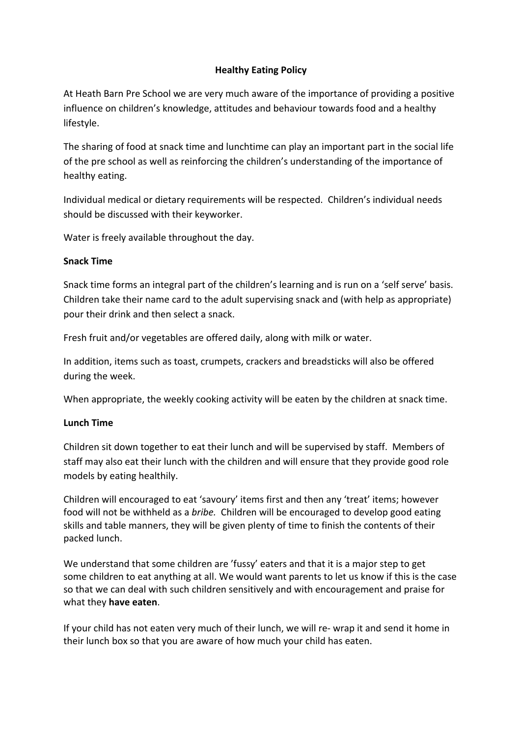# Healthy Eating Policy

At Heath Barn Pre School we are very much aware of the importance of providing a positive influence on children's knowledge, attitudes and behaviour towards food and a healthy lifestyle.

The sharing of food at snack time and lunchtime can play an important part in the social life of the pre school as well as reinforcing the children's understanding of the importance of healthy eating.

Individual medical or dietary requirements will be respected. Children's individual needs should be discussed with their keyworker.

Water is freely available throughout the day.

## Snack Time

Snack time forms an integral part of the children's learning and is run on a 'self serve' basis. Children take their name card to the adult supervising snack and (with help as appropriate) pour their drink and then select a snack.

Fresh fruit and/or vegetables are offered daily, along with milk or water.

In addition, items such as toast, crumpets, crackers and breadsticks will also be offered during the week.

When appropriate, the weekly cooking activity will be eaten by the children at snack time.

## Lunch Time

Children sit down together to eat their lunch and will be supervised by staff. Members of staff may also eat their lunch with the children and will ensure that they provide good role models by eating healthily.

Children will encouraged to eat 'savoury' items first and then any 'treat' items; however food will not be withheld as a *bribe.* Children will be encouraged to develop good eating skills and table manners, they will be given plenty of time to finish the contents of their packed lunch.

We understand that some children are 'fussy' eaters and that it is a major step to get some children to eat anything at all. We would want parents to let us know if this is the case so that we can deal with such children sensitively and with encouragement and praise for what they **have eaten**.

If your child has not eaten very much of their lunch, we will re- wrap it and send it home in their lunch box so that you are aware of how much your child has eaten.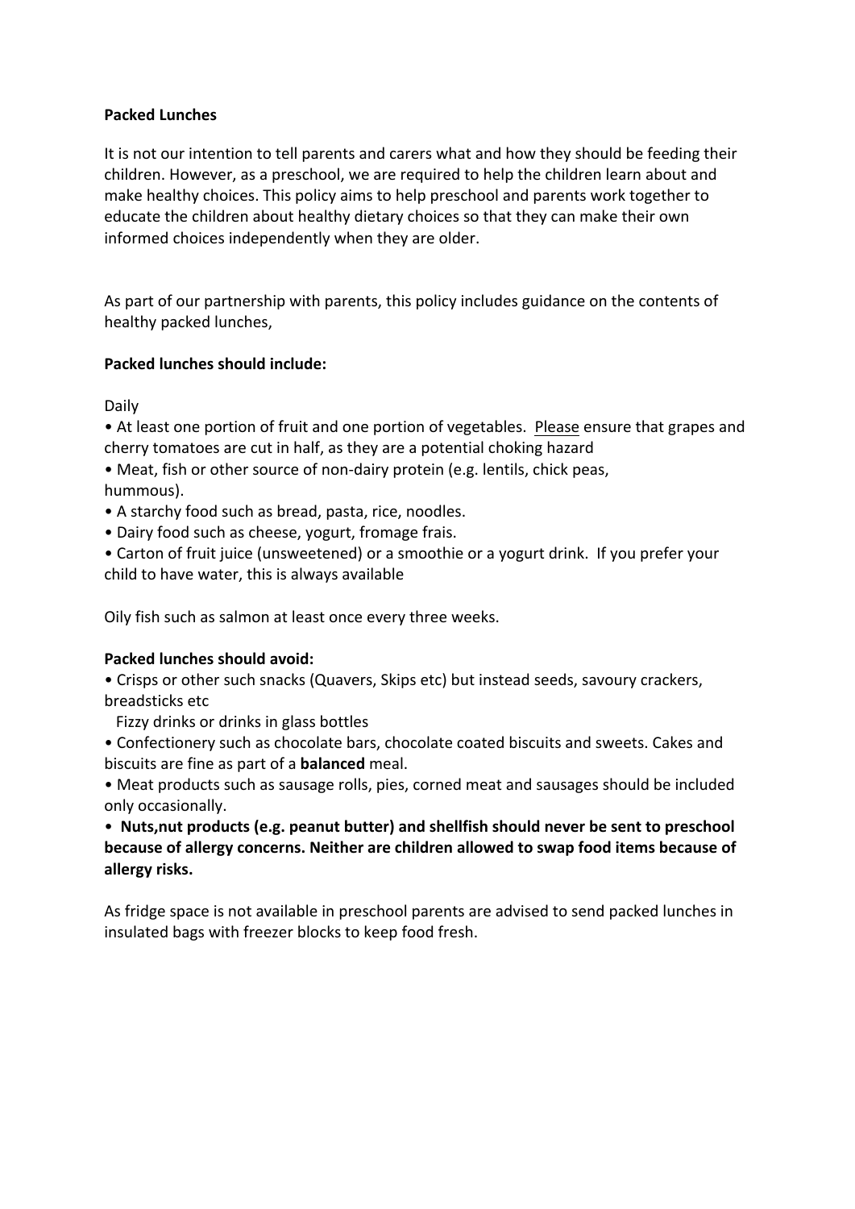**Packed Lunches**

It is not our intention to tell parents and carers what and how they should be feeding their children. However, as a preschool, we are required to help the children learn about and make healthy choices. This policy aims to help preschool and parents work together to educate the children about healthy dietary choices so that they can make their own informed choices independently when they are older.

As part of our partnership with parents, this policy includes guidance on the contents of healthy packed lunches,

**Packed lunches should include:**

Daily

- At least one portion of fruit and one portion of vegetables. Please ensure that grapes and cherry tomatoes are cut in half, as they are a potential choking hazard
- Meat, fish or other source of non-dairy protein (e.g. lentils, chick peas, hummous).
- A starchy food such as bread, pasta, rice, noodles.
- Dairy food such as cheese, yogurt, fromage frais.
- Carton of fruit juice (unsweetened) or a smoothie or a yogurt drink. If you prefer your child to have water, this is always available

Oily fish such as salmon at least once every three weeks.

**Packed lunches should avoid:**

- Crisps or other such snacks (Quavers, Skips etc) but instead seeds, savoury crackers, breadsticks etc
- Fizzy drinks or drinks in glass bottles
- Confectionery such as chocolate bars, chocolate coated biscuits and sweets. Cakes and biscuits are fine as part of a **balanced** meal.
- Meat products such as sausage rolls, pies, corned meat and sausages should be included only occasionally.
- **Nuts,nut products (e.g. peanut butter) and shellfish should never be sent to preschool because of allergy concerns. Neither are children allowed to swap food items because of allergy risks.**

As fridge space is not available in preschool parents are advised to send packed lunches in insulated bags with freezer blocks to keep food fresh.